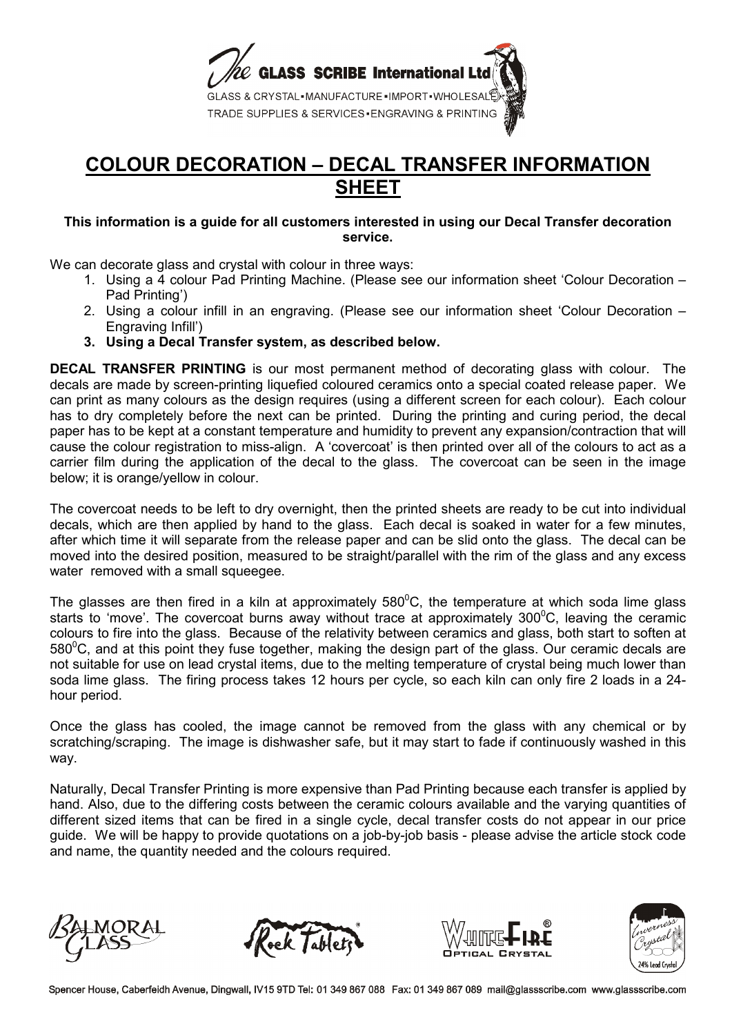The GLASS SCRIBE International Ltd

GLASS & CRYSTAL • MANUFACTURE • IMPORT • WHOLESALE
TRADE SUPPLIES & SERVICES • ENGRAVING & PRINTING

# COLOUR DECORATION – DECAL TRANSFER INFORMATION SHEET

**This information is a guide for all customers interested in using our Decal Transfer decoration service.**

We can decorate glass and crystal with colour in three ways:

1. Using a 4 colour Pad Printing Machine. (Please see our information sheet 'Colour Decoration – Pad Printing')
2. Using a colour infill in an engraving. (Please see our information sheet 'Colour Decoration – Engraving Infill')
3. **Using a Decal Transfer system, as described below.**

**DECAL TRANSFER PRINTING** is our most permanent method of decorating glass with colour. The decals are made by screen-printing liquefied coloured ceramics onto a special coated release paper. We can print as many colours as the design requires (using a different screen for each colour). Each colour has to dry completely before the next can be printed. During the printing and curing period, the decal paper has to be kept at a constant temperature and humidity to prevent any expansion/contraction that will cause the colour registration to miss-align. A 'covercoat' is then printed over all of the colours to act as a carrier film during the application of the decal to the glass. The covercoat can be seen in the image below; it is orange/yellow in colour.

The covercoat needs to be left to dry overnight, then the printed sheets are ready to be cut into individual decals, which are then applied by hand to the glass. Each decal is soaked in water for a few minutes, after which time it will separate from the release paper and can be slid onto the glass. The decal can be moved into the desired position, measured to be straight/parallel with the rim of the glass and any excess water removed with a small squeegee.

The glasses are then fired in a kiln at approximately 580$^0$C, the temperature at which soda lime glass starts to 'move'. The covercoat burns away without trace at approximately 300$^0$C, leaving the ceramic colours to fire into the glass. Because of the relativity between ceramics and glass, both start to soften at 580$^0$C, and at this point they fuse together, making the design part of the glass. Our ceramic decals are not suitable for use on lead crystal items, due to the melting temperature of crystal being much lower than soda lime glass. The firing process takes 12 hours per cycle, so each kiln can only fire 2 loads in a 24-hour period.

Once the glass has cooled, the image cannot be removed from the glass with any chemical or by scratching/scraping. The image is dishwasher safe, but it may start to fade if continuously washed in this way.

Naturally, Decal Transfer Printing is more expensive than Pad Printing because each transfer is applied by hand. Also, due to the differing costs between the ceramic colours available and the varying quantities of different sized items that can be fired in a single cycle, decal transfer costs do not appear in our price guide. We will be happy to provide quotations on a job-by-job basis - please advise the article stock code and name, the quantity needed and the colours required.

Balmoral Glass · Rock Tablets® · WhiteFire® Optical Crystal · Inverness Crystal 24% Lead Crystal

Spencer House, Caberfeidh Avenue, Dingwall, IV15 9TD Tel: 01 349 867 088 Fax: 01 349 867 089 mail@glassscribe.com www.glassscribe.com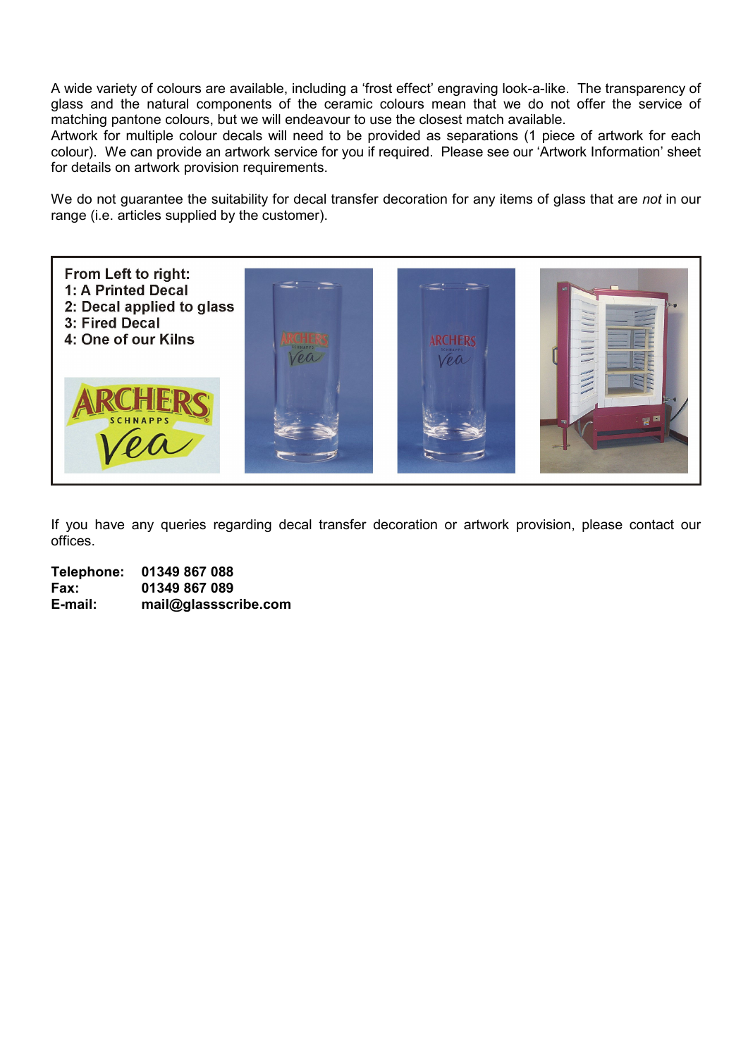A wide variety of colours are available, including a 'frost effect' engraving look-a-like. The transparency of glass and the natural components of the ceramic colours mean that we do not offer the service of matching pantone colours, but we will endeavour to use the closest match available.
Artwork for multiple colour decals will need to be provided as separations (1 piece of artwork for each colour). We can provide an artwork service for you if required. Please see our 'Artwork Information' sheet for details on artwork provision requirements.

We do not guarantee the suitability for decal transfer decoration for any items of glass that are *not* in our range (i.e. articles supplied by the customer).

**From Left to right:**
**1: A Printed Decal**
**2: Decal applied to glass**
**3: Fired Decal**
**4: One of our Kilns**

If you have any queries regarding decal transfer decoration or artwork provision, please contact our offices.

**Telephone:** **01349 867 088**
**Fax:** **01349 867 089**
**E-mail:** **mail@glassscribe.com**